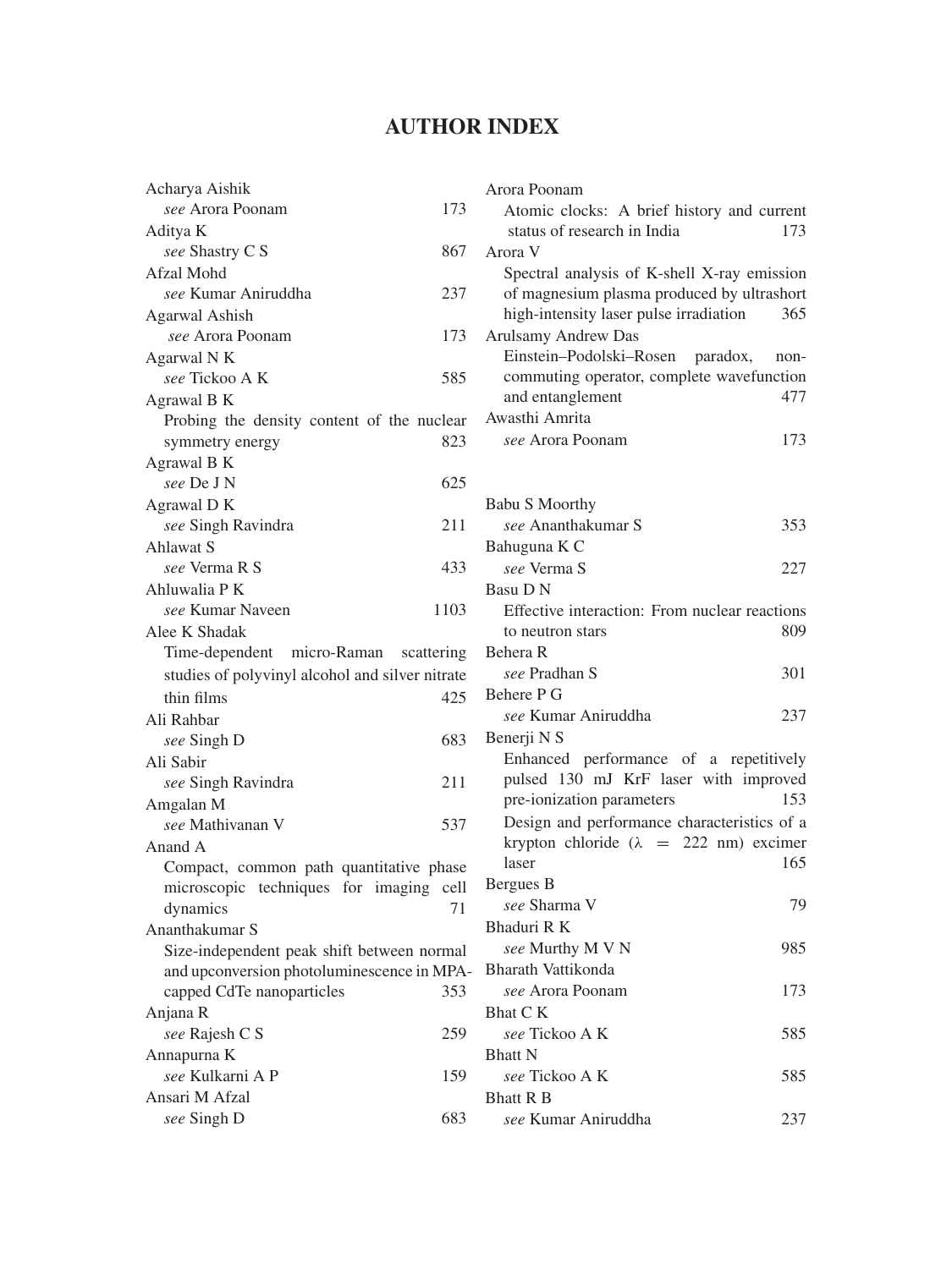# AUTHOR INDEX

Acharya Aishik
  *see* Arora Poonam 173

Aditya K
  *see* Shastry C S 867

Afzal Mohd
  *see* Kumar Aniruddha 237

Agarwal Ashish
  *see* Arora Poonam 173

Agarwal N K
  *see* Tickoo A K 585

Agrawal B K
  Probing the density content of the nuclear symmetry energy 823

Agrawal B K
  *see* De J N 625

Agrawal D K
  *see* Singh Ravindra 211

Ahlawat S
  *see* Verma R S 433

Ahluwalia P K
  *see* Kumar Naveen 1103

Alee K Shadak
  Time-dependent micro-Raman scattering studies of polyvinyl alcohol and silver nitrate thin films 425

Ali Rahbar
  *see* Singh D 683

Ali Sabir
  *see* Singh Ravindra 211

Amgalan M
  *see* Mathivanan V 537

Anand A
  Compact, common path quantitative phase microscopic techniques for imaging cell dynamics 71

Ananthakumar S
  Size-independent peak shift between normal and upconversion photoluminescence in MPA-capped CdTe nanoparticles 353

Anjana R
  *see* Rajesh C S 259

Annapurna K
  *see* Kulkarni A P 159

Ansari M Afzal
  *see* Singh D 683

Arora Poonam
  Atomic clocks: A brief history and current status of research in India 173

Arora V
  Spectral analysis of K-shell X-ray emission of magnesium plasma produced by ultrashort high-intensity laser pulse irradiation 365

Arulsamy Andrew Das
  Einstein–Podolski–Rosen paradox, non-commuting operator, complete wavefunction and entanglement 477

Awasthi Amrita
  *see* Arora Poonam 173

Babu S Moorthy
  *see* Ananthakumar S 353

Bahuguna K C
  *see* Verma S 227

Basu D N
  Effective interaction: From nuclear reactions to neutron stars 809

Behera R
  *see* Pradhan S 301

Behere P G
  *see* Kumar Aniruddha 237

Benerji N S
  Enhanced performance of a repetitively pulsed 130 mJ KrF laser with improved pre-ionization parameters 153
  Design and performance characteristics of a krypton chloride ($\lambda = 222$ nm) excimer laser 165

Bergues B
  *see* Sharma V 79

Bhaduri R K
  *see* Murthy M V N 985

Bharath Vattikonda
  *see* Arora Poonam 173

Bhat C K
  *see* Tickoo A K 585

Bhatt N
  *see* Tickoo A K 585

Bhatt R B
  *see* Kumar Aniruddha 237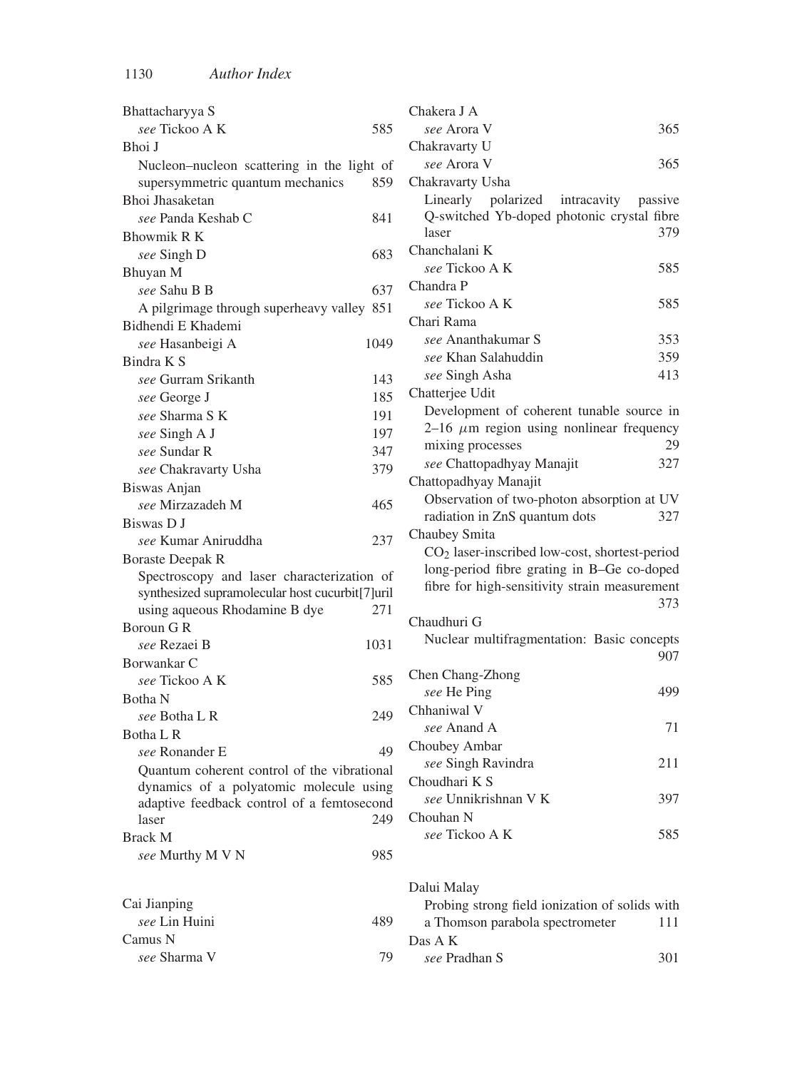Bhattacharyya S
*see* Tickoo A K 585

Bhoi J
Nucleon–nucleon scattering in the light of supersymmetric quantum mechanics 859

Bhoi Jhasaketan
*see* Panda Keshab C 841

Bhowmik R K
*see* Singh D 683

Bhuyan M
*see* Sahu B B 637
A pilgrimage through superheavy valley 851

Bidhendi E Khademi
*see* Hasanbeigi A 1049

Bindra K S
*see* Gurram Srikanth 143
*see* George J 185
*see* Sharma S K 191
*see* Singh A J 197
*see* Sundar R 347
*see* Chakravarty Usha 379

Biswas Anjan
*see* Mirzazadeh M 465

Biswas D J
*see* Kumar Aniruddha 237

Boraste Deepak R
Spectroscopy and laser characterization of synthesized supramolecular host cucurbit[7]uril using aqueous Rhodamine B dye 271

Boroun G R
*see* Rezaei B 1031

Borwankar C
*see* Tickoo A K 585

Botha N
*see* Botha L R 249

Botha L R
*see* Ronander E 49
Quantum coherent control of the vibrational dynamics of a polyatomic molecule using adaptive feedback control of a femtosecond laser 249

Brack M
*see* Murthy M V N 985

Cai Jianping
*see* Lin Huini 489

Camus N
*see* Sharma V 79

Chakera J A
*see* Arora V 365

Chakravarty U
*see* Arora V 365

Chakravarty Usha
Linearly polarized intracavity passive Q-switched Yb-doped photonic crystal fibre laser 379

Chanchalani K
*see* Tickoo A K 585

Chandra P
*see* Tickoo A K 585

Chari Rama
*see* Ananthakumar S 353
*see* Khan Salahuddin 359
*see* Singh Asha 413

Chatterjee Udit
Development of coherent tunable source in 2–16 $\mu$m region using nonlinear frequency mixing processes 29
*see* Chattopadhyay Manajit 327

Chattopadhyay Manajit
Observation of two-photon absorption at UV radiation in ZnS quantum dots 327

Chaubey Smita
$CO_2$ laser-inscribed low-cost, shortest-period long-period fibre grating in B–Ge co-doped fibre for high-sensitivity strain measurement 373

Chaudhuri G
Nuclear multifragmentation: Basic concepts 907

Chen Chang-Zhong
*see* He Ping 499

Chhaniwal V
*see* Anand A 71

Choubey Ambar
*see* Singh Ravindra 211

Choudhari K S
*see* Unnikrishnan V K 397

Chouhan N
*see* Tickoo A K 585

Dalui Malay
Probing strong field ionization of solids with a Thomson parabola spectrometer 111

Das A K
*see* Pradhan S 301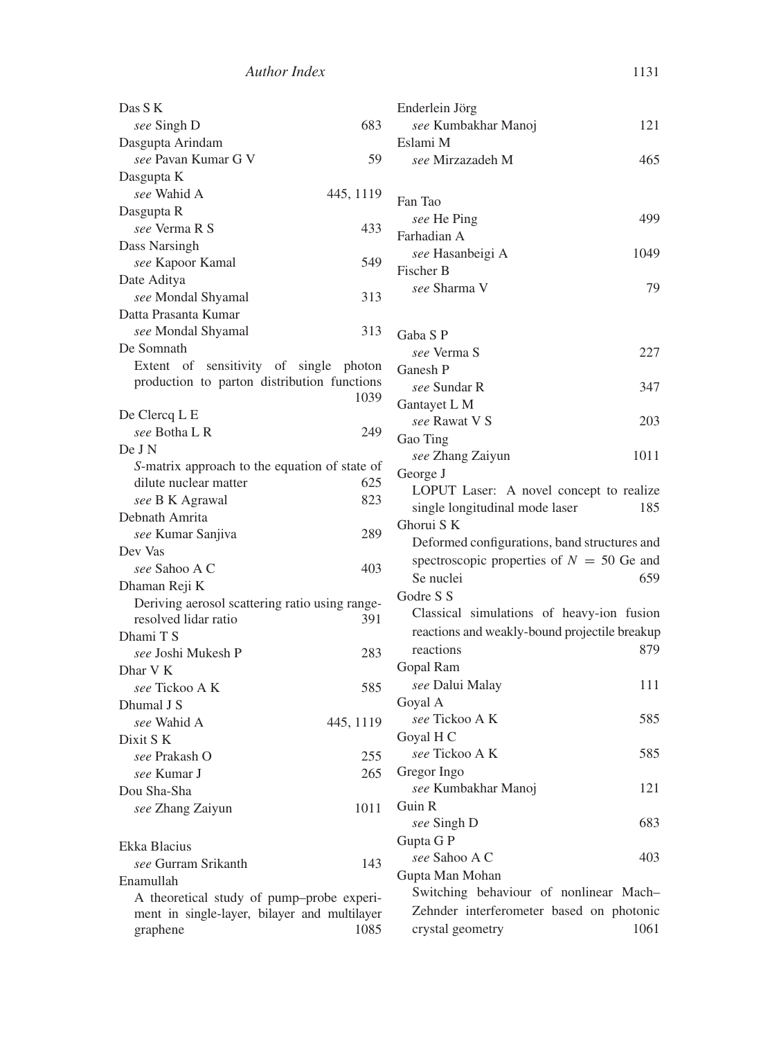Das S K
*see* Singh D 683

Dasgupta Arindam
*see* Pavan Kumar G V 59

Dasgupta K
*see* Wahid A 445, 1119

Dasgupta R
*see* Verma R S 433

Dass Narsingh
*see* Kapoor Kamal 549

Date Aditya
*see* Mondal Shyamal 313

Datta Prasanta Kumar
*see* Mondal Shyamal 313

De Somnath
Extent of sensitivity of single photon production to parton distribution functions 1039

De Clercq L E
*see* Botha L R 249

De J N
*S*-matrix approach to the equation of state of dilute nuclear matter 625
*see* B K Agrawal 823

Debnath Amrita
*see* Kumar Sanjiva 289

Dev Vas
*see* Sahoo A C 403

Dhaman Reji K
Deriving aerosol scattering ratio using range-resolved lidar ratio 391

Dhami T S
*see* Joshi Mukesh P 283

Dhar V K
*see* Tickoo A K 585

Dhumal J S
*see* Wahid A 445, 1119

Dixit S K
*see* Prakash O 255
*see* Kumar J 265

Dou Sha-Sha
*see* Zhang Zaiyun 1011

Ekka Blacius
*see* Gurram Srikanth 143

Enamullah
A theoretical study of pump–probe experiment in single-layer, bilayer and multilayer graphene 1085

Enderlein Jörg
*see* Kumbakhar Manoj 121

Eslami M
*see* Mirzazadeh M 465

Fan Tao
*see* He Ping 499

Farhadian A
*see* Hasanbeigi A 1049

Fischer B
*see* Sharma V 79

Gaba S P
*see* Verma S 227

Ganesh P
*see* Sundar R 347

Gantayet L M
*see* Rawat V S 203

Gao Ting
*see* Zhang Zaiyun 1011

George J
LOPUT Laser: A novel concept to realize single longitudinal mode laser 185

Ghorui S K
Deformed configurations, band structures and spectroscopic properties of $N = 50$ Ge and Se nuclei 659

Godre S S
Classical simulations of heavy-ion fusion reactions and weakly-bound projectile breakup reactions 879

Gopal Ram
*see* Dalui Malay 111

Goyal A
*see* Tickoo A K 585

Goyal H C
*see* Tickoo A K 585

Gregor Ingo
*see* Kumbakhar Manoj 121

Guin R
*see* Singh D 683

Gupta G P
*see* Sahoo A C 403

Gupta Man Mohan
Switching behaviour of nonlinear Mach–Zehnder interferometer based on photonic crystal geometry 1061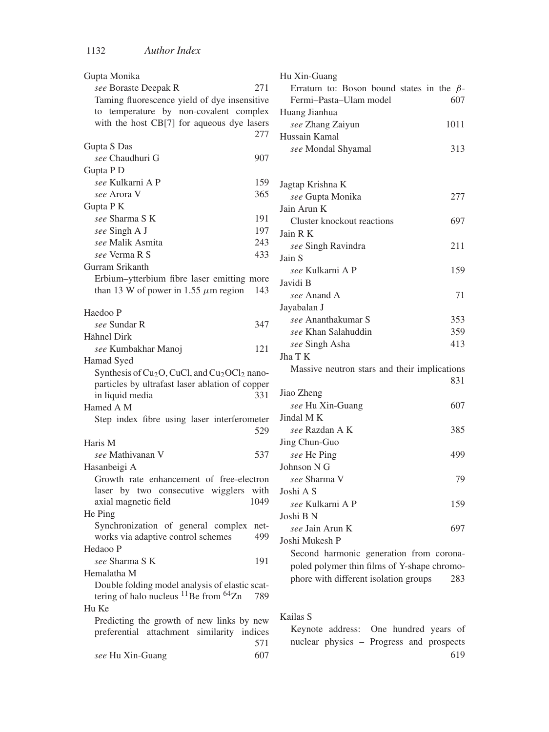Gupta Monika
*see* Boraste Deepak R 271
Taming fluorescence yield of dye insensitive to temperature by non-covalent complex with the host CB[7] for aqueous dye lasers 277

Gupta S Das
*see* Chaudhuri G 907

Gupta P D
*see* Kulkarni A P 159
*see* Arora V 365

Gupta P K
*see* Sharma S K 191
*see* Singh A J 197
*see* Malik Asmita 243
*see* Verma R S 433

Gurram Srikanth
Erbium–ytterbium fibre laser emitting more than 13 W of power in 1.55 $\mu$m region 143

Haedoo P
*see* Sundar R 347

Hähnel Dirk
*see* Kumbakhar Manoj 121

Hamad Syed
Synthesis of $Cu_2O$, CuCl, and $Cu_2OCl_2$ nanoparticles by ultrafast laser ablation of copper in liquid media 331

Hamed A M
Step index fibre using laser interferometer 529

Haris M
*see* Mathivanan V 537

Hasanbeigi A
Growth rate enhancement of free-electron laser by two consecutive wigglers with axial magnetic field 1049

He Ping
Synchronization of general complex networks via adaptive control schemes 499

Hedaoo P
*see* Sharma S K 191

Hemalatha M
Double folding model analysis of elastic scattering of halo nucleus $^{11}$Be from $^{64}$Zn 789

Hu Ke
Predicting the growth of new links by new preferential attachment similarity indices 571
*see* Hu Xin-Guang 607

Hu Xin-Guang
Erratum to: Boson bound states in the $\beta$-Fermi–Pasta–Ulam model 607

Huang Jianhua
*see* Zhang Zaiyun 1011

Hussain Kamal
*see* Mondal Shyamal 313

Jagtap Krishna K
*see* Gupta Monika 277

Jain Arun K
Cluster knockout reactions 697

Jain R K
*see* Singh Ravindra 211

Jain S
*see* Kulkarni A P 159

Javidi B
*see* Anand A 71

Jayabalan J
*see* Ananthakumar S 353
*see* Khan Salahuddin 359
*see* Singh Asha 413

Jha T K
Massive neutron stars and their implications 831

Jiao Zheng
*see* Hu Xin-Guang 607

Jindal M K
*see* Razdan A K 385

Jing Chun-Guo
*see* He Ping 499

Johnson N G
*see* Sharma V 79

Joshi A S
*see* Kulkarni A P 159

Joshi B N
*see* Jain Arun K 697

Joshi Mukesh P
Second harmonic generation from corona-poled polymer thin films of Y-shape chromophore with different isolation groups 283

Kailas S
Keynote address: One hundred years of nuclear physics – Progress and prospects 619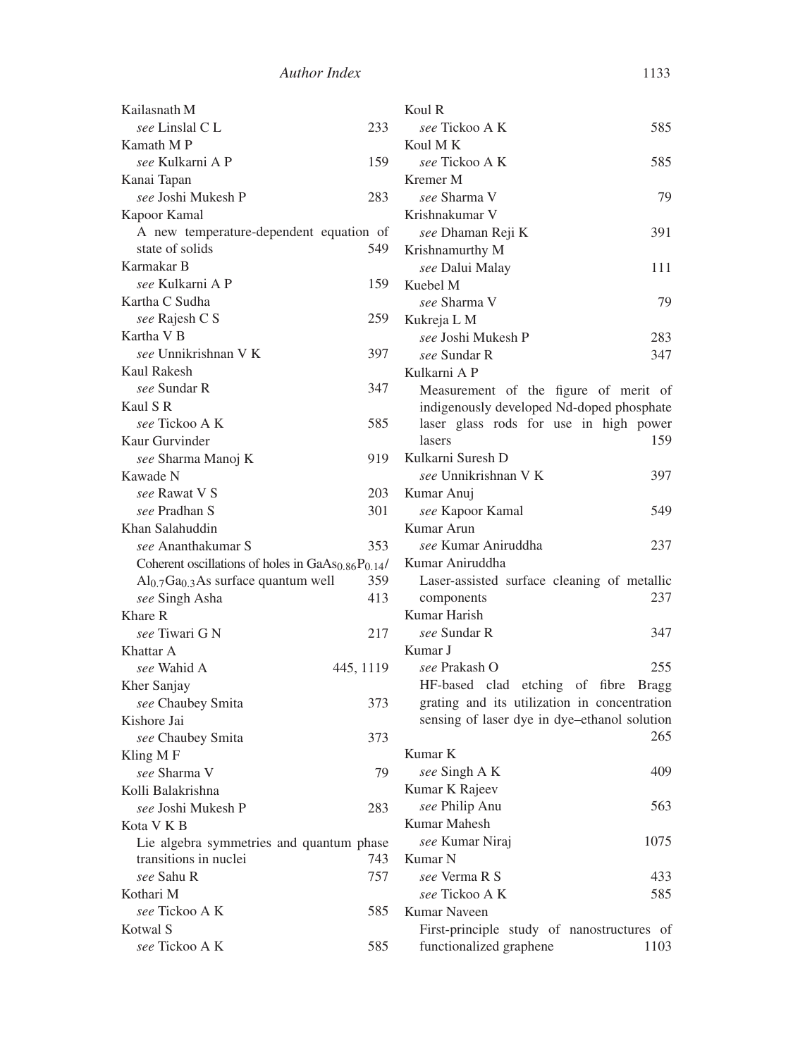Kailasnath M
*see* Linslal C L 233

Kamath M P
*see* Kulkarni A P 159

Kanai Tapan
*see* Joshi Mukesh P 283

Kapoor Kamal
A new temperature-dependent equation of state of solids 549

Karmakar B
*see* Kulkarni A P 159

Kartha C Sudha
*see* Rajesh C S 259

Kartha V B
*see* Unnikrishnan V K 397

Kaul Rakesh
*see* Sundar R 347

Kaul S R
*see* Tickoo A K 585

Kaur Gurvinder
*see* Sharma Manoj K 919

Kawade N
*see* Rawat V S 203
*see* Pradhan S 301

Khan Salahuddin
*see* Ananthakumar S 353
Coherent oscillations of holes in $GaAs_{0.86}P_{0.14}$/$Al_{0.7}Ga_{0.3}As$ surface quantum well 359
*see* Singh Asha 413

Khare R
*see* Tiwari G N 217

Khattar A
*see* Wahid A 445, 1119

Kher Sanjay
*see* Chaubey Smita 373

Kishore Jai
*see* Chaubey Smita 373

Kling M F
*see* Sharma V 79

Kolli Balakrishna
*see* Joshi Mukesh P 283

Kota V K B
Lie algebra symmetries and quantum phase transitions in nuclei 743
*see* Sahu R 757

Kothari M
*see* Tickoo A K 585

Kotwal S
*see* Tickoo A K 585

Koul R
*see* Tickoo A K 585

Koul M K
*see* Tickoo A K 585

Kremer M
*see* Sharma V 79

Krishnakumar V
*see* Dhaman Reji K 391

Krishnamurthy M
*see* Dalui Malay 111

Kuebel M
*see* Sharma V 79

Kukreja L M
*see* Joshi Mukesh P 283
*see* Sundar R 347

Kulkarni A P
Measurement of the figure of merit of indigenously developed Nd-doped phosphate laser glass rods for use in high power lasers 159

Kulkarni Suresh D
*see* Unnikrishnan V K 397

Kumar Anuj
*see* Kapoor Kamal 549

Kumar Arun
*see* Kumar Aniruddha 237

Kumar Aniruddha
Laser-assisted surface cleaning of metallic components 237

Kumar Harish
*see* Sundar R 347

Kumar J
*see* Prakash O 255
HF-based clad etching of fibre Bragg grating and its utilization in concentration sensing of laser dye in dye–ethanol solution 265

Kumar K
*see* Singh A K 409

Kumar K Rajeev
*see* Philip Anu 563

Kumar Mahesh
*see* Kumar Niraj 1075

Kumar N
*see* Verma R S 433
*see* Tickoo A K 585

Kumar Naveen
First-principle study of nanostructures of functionalized graphene 1103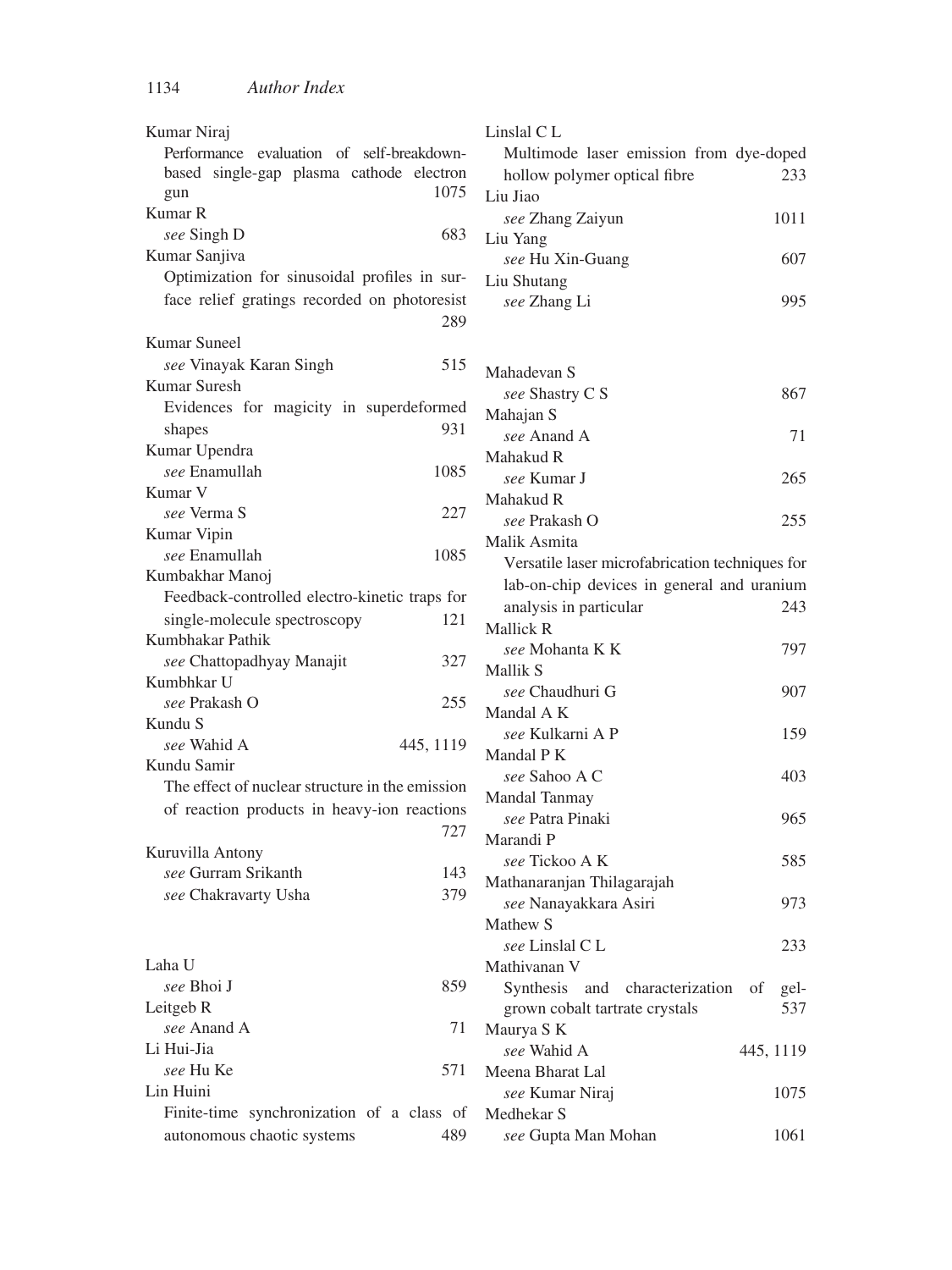Kumar Niraj
  Performance evaluation of self-breakdown-based single-gap plasma cathode electron gun 1075

Kumar R
  *see* Singh D 683

Kumar Sanjiva
  Optimization for sinusoidal profiles in surface relief gratings recorded on photoresist 289

Kumar Suneel
  *see* Vinayak Karan Singh 515

Kumar Suresh
  Evidences for magicity in superdeformed shapes 931

Kumar Upendra
  *see* Enamullah 1085

Kumar V
  *see* Verma S 227

Kumar Vipin
  *see* Enamullah 1085

Kumbakhar Manoj
  Feedback-controlled electro-kinetic traps for single-molecule spectroscopy 121

Kumbhakar Pathik
  *see* Chattopadhyay Manajit 327

Kumbhkar U
  *see* Prakash O 255

Kundu S
  *see* Wahid A 445, 1119

Kundu Samir
  The effect of nuclear structure in the emission of reaction products in heavy-ion reactions 727

Kuruvilla Antony
  *see* Gurram Srikanth 143
  *see* Chakravarty Usha 379

Laha U
  *see* Bhoi J 859

Leitgeb R
  *see* Anand A 71

Li Hui-Jia
  *see* Hu Ke 571

Lin Huini
  Finite-time synchronization of a class of autonomous chaotic systems 489

Linslal C L
  Multimode laser emission from dye-doped hollow polymer optical fibre 233

Liu Jiao
  *see* Zhang Zaiyun 1011

Liu Yang
  *see* Hu Xin-Guang 607

Liu Shutang
  *see* Zhang Li 995

Mahadevan S
  *see* Shastry C S 867

Mahajan S
  *see* Anand A 71

Mahakud R
  *see* Kumar J 265

Mahakud R
  *see* Prakash O 255

Malik Asmita
  Versatile laser microfabrication techniques for lab-on-chip devices in general and uranium analysis in particular 243

Mallick R
  *see* Mohanta K K 797

Mallik S
  *see* Chaudhuri G 907

Mandal A K
  *see* Kulkarni A P 159

Mandal P K
  *see* Sahoo A C 403

Mandal Tanmay
  *see* Patra Pinaki 965

Marandi P
  *see* Tickoo A K 585

Mathanaranjan Thilagarajah
  *see* Nanayakkara Asiri 973

Mathew S
  *see* Linslal C L 233

Mathivanan V
  Synthesis and characterization of gel-grown cobalt tartrate crystals 537

Maurya S K
  *see* Wahid A 445, 1119

Meena Bharat Lal
  *see* Kumar Niraj 1075

Medhekar S
  *see* Gupta Man Mohan 1061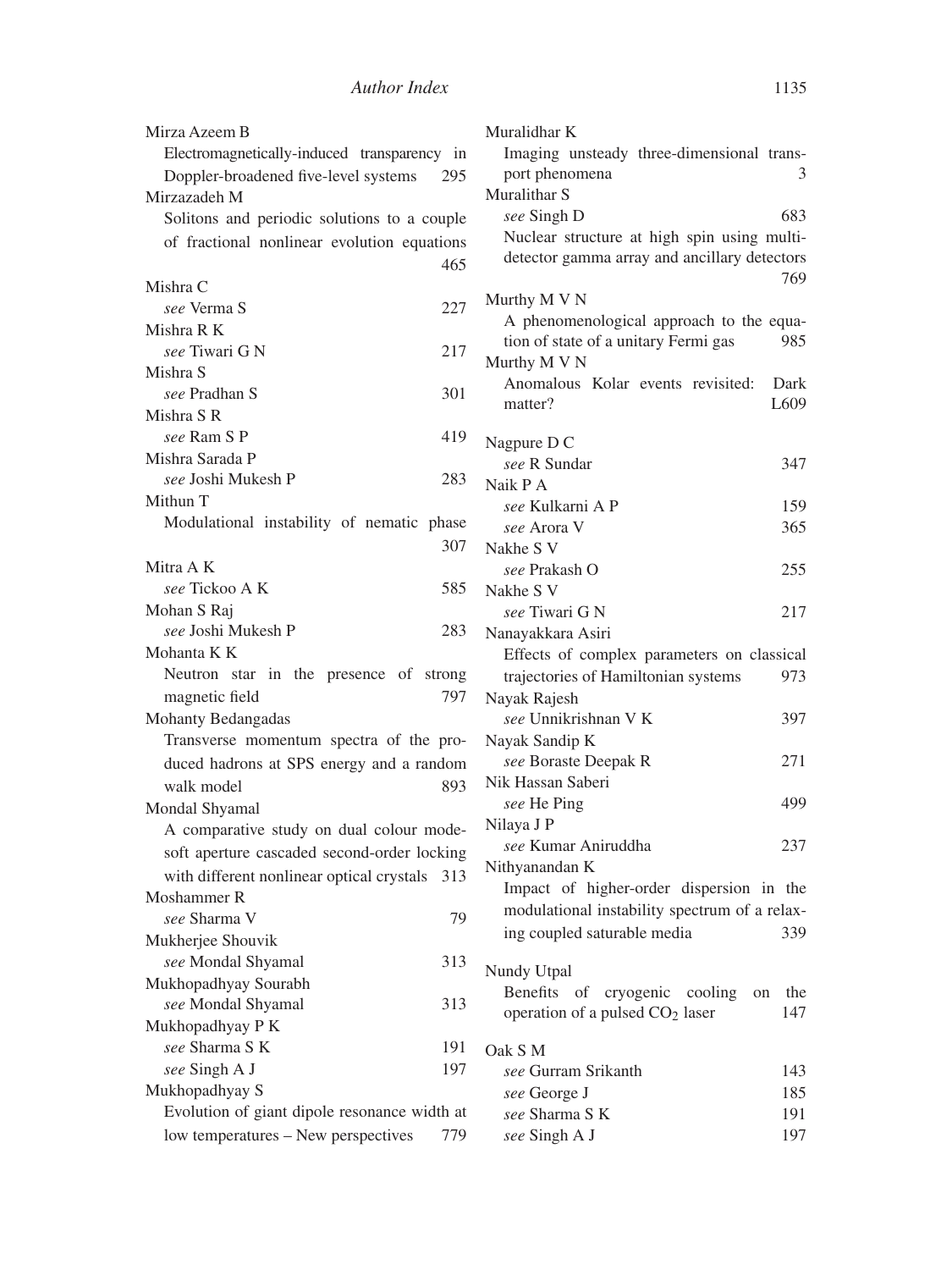Mirza Azeem B
Electromagnetically-induced transparency in Doppler-broadened five-level systems 295

Mirzazadeh M
Solitons and periodic solutions to a couple of fractional nonlinear evolution equations 465

Mishra C
*see* Verma S 227

Mishra R K
*see* Tiwari G N 217

Mishra S
*see* Pradhan S 301

Mishra S R
*see* Ram S P 419

Mishra Sarada P
*see* Joshi Mukesh P 283

Mithun T
Modulational instability of nematic phase 307

Mitra A K
*see* Tickoo A K 585

Mohan S Raj
*see* Joshi Mukesh P 283

Mohanta K K
Neutron star in the presence of strong magnetic field 797

Mohanty Bedangadas
Transverse momentum spectra of the produced hadrons at SPS energy and a random walk model 893

Mondal Shyamal
A comparative study on dual colour mode-soft aperture cascaded second-order locking with different nonlinear optical crystals 313

Moshammer R
*see* Sharma V 79

Mukherjee Shouvik
*see* Mondal Shyamal 313

Mukhopadhyay Sourabh
*see* Mondal Shyamal 313

Mukhopadhyay P K
*see* Sharma S K 191
*see* Singh A J 197

Mukhopadhyay S
Evolution of giant dipole resonance width at low temperatures – New perspectives 779

Muralidhar K
Imaging unsteady three-dimensional transport phenomena 3

Muralithar S
*see* Singh D 683
Nuclear structure at high spin using multi-detector gamma array and ancillary detectors 769

Murthy M V N
A phenomenological approach to the equation of state of a unitary Fermi gas 985

Murthy M V N
Anomalous Kolar events revisited: Dark matter? L609

Nagpure D C
*see* R Sundar 347

Naik P A
*see* Kulkarni A P 159
*see* Arora V 365

Nakhe S V
*see* Prakash O 255

Nakhe S V
*see* Tiwari G N 217

Nanayakkara Asiri
Effects of complex parameters on classical trajectories of Hamiltonian systems 973

Nayak Rajesh
*see* Unnikrishnan V K 397

Nayak Sandip K
*see* Boraste Deepak R 271

Nik Hassan Saberi
*see* He Ping 499

Nilaya J P
*see* Kumar Aniruddha 237

Nithyanandan K
Impact of higher-order dispersion in the modulational instability spectrum of a relaxing coupled saturable media 339

Nundy Utpal
Benefits of cryogenic cooling on the operation of a pulsed $CO_2$ laser 147

Oak S M
*see* Gurram Srikanth 143
*see* George J 185
*see* Sharma S K 191
*see* Singh A J 197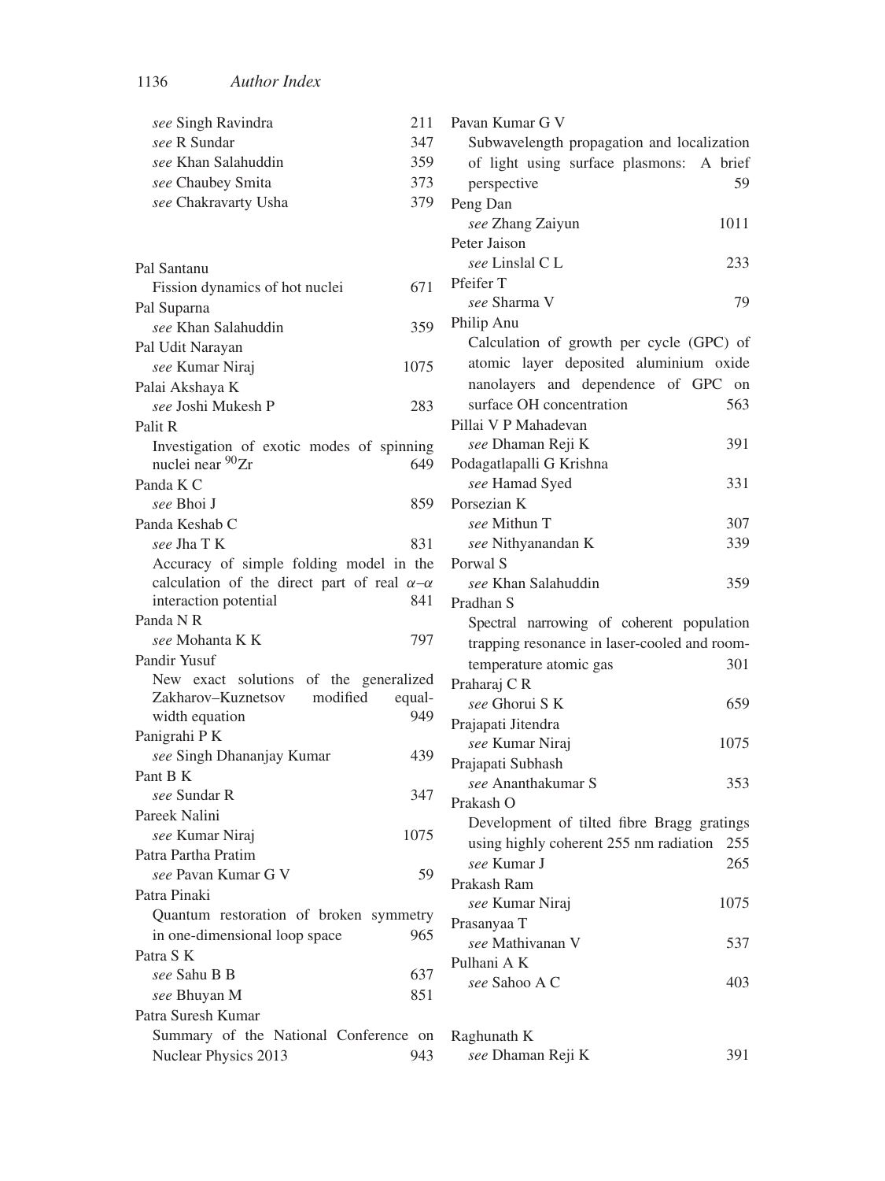*see* Singh Ravindra 211
*see* R Sundar 347
*see* Khan Salahuddin 359
*see* Chaubey Smita 373
*see* Chakravarty Usha 379

Pal Santanu
Fission dynamics of hot nuclei 671

Pal Suparna
*see* Khan Salahuddin 359

Pal Udit Narayan
*see* Kumar Niraj 1075

Palai Akshaya K
*see* Joshi Mukesh P 283

Palit R
Investigation of exotic modes of spinning nuclei near $^{90}$Zr 649

Panda K C
*see* Bhoi J 859

Panda Keshab C
*see* Jha T K 831
Accuracy of simple folding model in the calculation of the direct part of real $\alpha$–$\alpha$ interaction potential 841

Panda N R
*see* Mohanta K K 797

Pandir Yusuf
New exact solutions of the generalized Zakharov–Kuznetsov modified equal-width equation 949

Panigrahi P K
*see* Singh Dhananjay Kumar 439

Pant B K
*see* Sundar R 347

Pareek Nalini
*see* Kumar Niraj 1075

Patra Partha Pratim
*see* Pavan Kumar G V 59

Patra Pinaki
Quantum restoration of broken symmetry in one-dimensional loop space 965

Patra S K
*see* Sahu B B 637
*see* Bhuyan M 851

Patra Suresh Kumar
Summary of the National Conference on Nuclear Physics 2013 943

Pavan Kumar G V
Subwavelength propagation and localization of light using surface plasmons: A brief perspective 59

Peng Dan
*see* Zhang Zaiyun 1011

Peter Jaison
*see* Linslal C L 233

Pfeifer T
*see* Sharma V 79

Philip Anu
Calculation of growth per cycle (GPC) of atomic layer deposited aluminium oxide nanolayers and dependence of GPC on surface OH concentration 563

Pillai V P Mahadevan
*see* Dhaman Reji K 391

Podagatlapalli G Krishna
*see* Hamad Syed 331

Porsezian K
*see* Mithun T 307
*see* Nithyanandan K 339

Porwal S
*see* Khan Salahuddin 359

Pradhan S
Spectral narrowing of coherent population trapping resonance in laser-cooled and room-temperature atomic gas 301

Praharaj C R
*see* Ghorui S K 659

Prajapati Jitendra
*see* Kumar Niraj 1075

Prajapati Subhash
*see* Ananthakumar S 353

Prakash O
Development of tilted fibre Bragg gratings using highly coherent 255 nm radiation 255
*see* Kumar J 265

Prakash Ram
*see* Kumar Niraj 1075

Prasanyaa T
*see* Mathivanan V 537

Pulhani A K
*see* Sahoo A C 403

Raghunath K
*see* Dhaman Reji K 391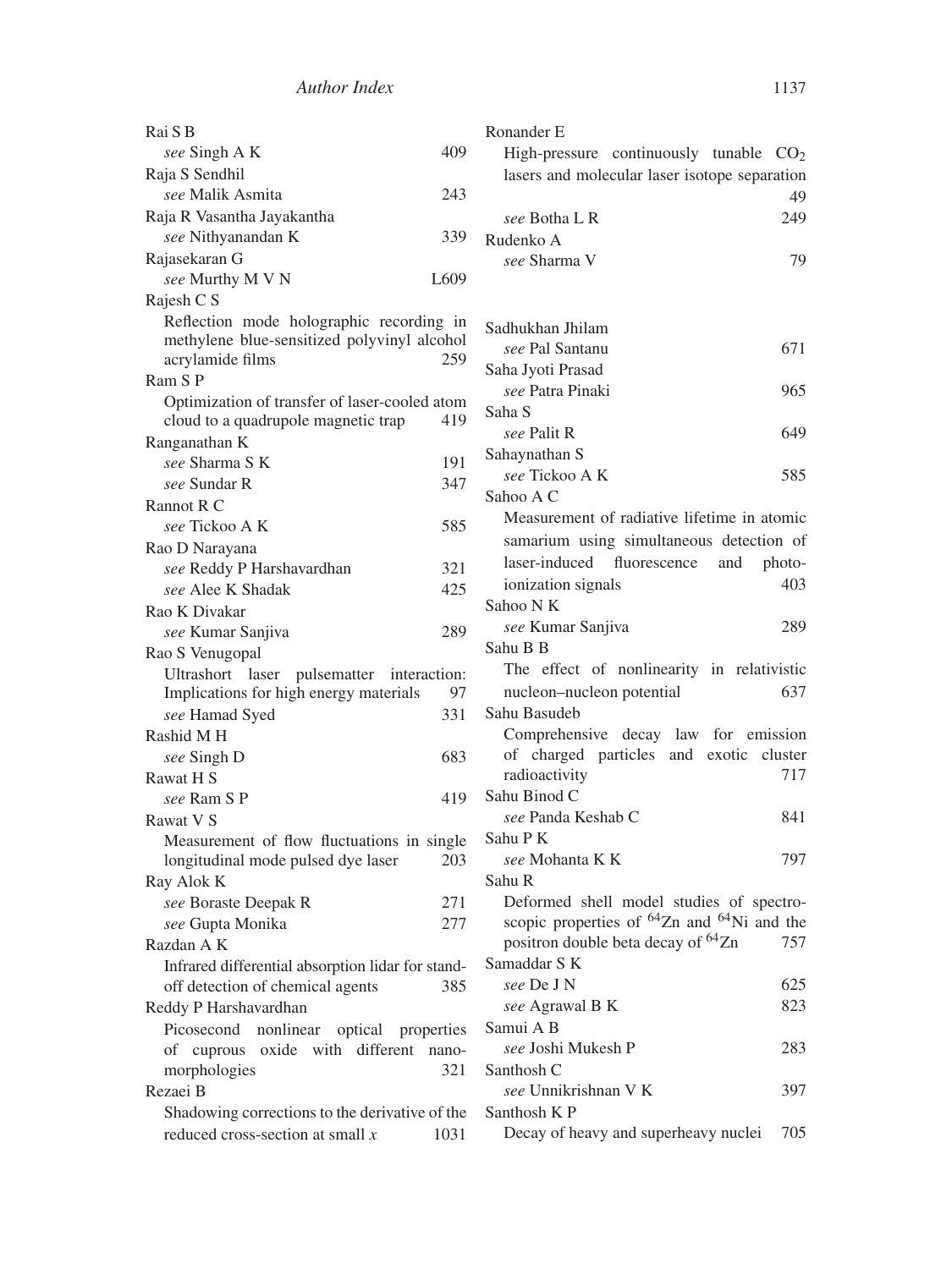Rai S B
*see* Singh A K 409

Raja S Sendhil
*see* Malik Asmita 243

Raja R Vasantha Jayakantha
*see* Nithyanandan K 339

Rajasekaran G
*see* Murthy M V N L609

Rajesh C S
Reflection mode holographic recording in methylene blue-sensitized polyvinyl alcohol acrylamide films 259

Ram S P
Optimization of transfer of laser-cooled atom cloud to a quadrupole magnetic trap 419

Ranganathan K
*see* Sharma S K 191
*see* Sundar R 347

Rannot R C
*see* Tickoo A K 585

Rao D Narayana
*see* Reddy P Harshavardhan 321
*see* Alee K Shadak 425

Rao K Divakar
*see* Kumar Sanjiva 289

Rao S Venugopal
Ultrashort laser pulsematter interaction: Implications for high energy materials 97
*see* Hamad Syed 331

Rashid M H
*see* Singh D 683

Rawat H S
*see* Ram S P 419

Rawat V S
Measurement of flow fluctuations in single longitudinal mode pulsed dye laser 203

Ray Alok K
*see* Boraste Deepak R 271
*see* Gupta Monika 277

Razdan A K
Infrared differential absorption lidar for stand-off detection of chemical agents 385

Reddy P Harshavardhan
Picosecond nonlinear optical properties of cuprous oxide with different nano-morphologies 321

Rezaei B
Shadowing corrections to the derivative of the reduced cross-section at small *x* 1031

Ronander E
High-pressure continuously tunable $CO_2$ lasers and molecular laser isotope separation 49
*see* Botha L R 249

Rudenko A
*see* Sharma V 79

Sadhukhan Jhilam
*see* Pal Santanu 671

Saha Jyoti Prasad
*see* Patra Pinaki 965

Saha S
*see* Palit R 649

Sahaynathan S
*see* Tickoo A K 585

Sahoo A C
Measurement of radiative lifetime in atomic samarium using simultaneous detection of laser-induced fluorescence and photo-ionization signals 403

Sahoo N K
*see* Kumar Sanjiva 289

Sahu B B
The effect of nonlinearity in relativistic nucleon–nucleon potential 637

Sahu Basudeb
Comprehensive decay law for emission of charged particles and exotic cluster radioactivity 717

Sahu Binod C
*see* Panda Keshab C 841

Sahu P K
*see* Mohanta K K 797

Sahu R
Deformed shell model studies of spectroscopic properties of $^{64}Zn$ and $^{64}Ni$ and the positron double beta decay of $^{64}Zn$ 757

Samaddar S K
*see* De J N 625
*see* Agrawal B K 823

Samui A B
*see* Joshi Mukesh P 283

Santhosh C
*see* Unnikrishnan V K 397

Santhosh K P
Decay of heavy and superheavy nuclei 705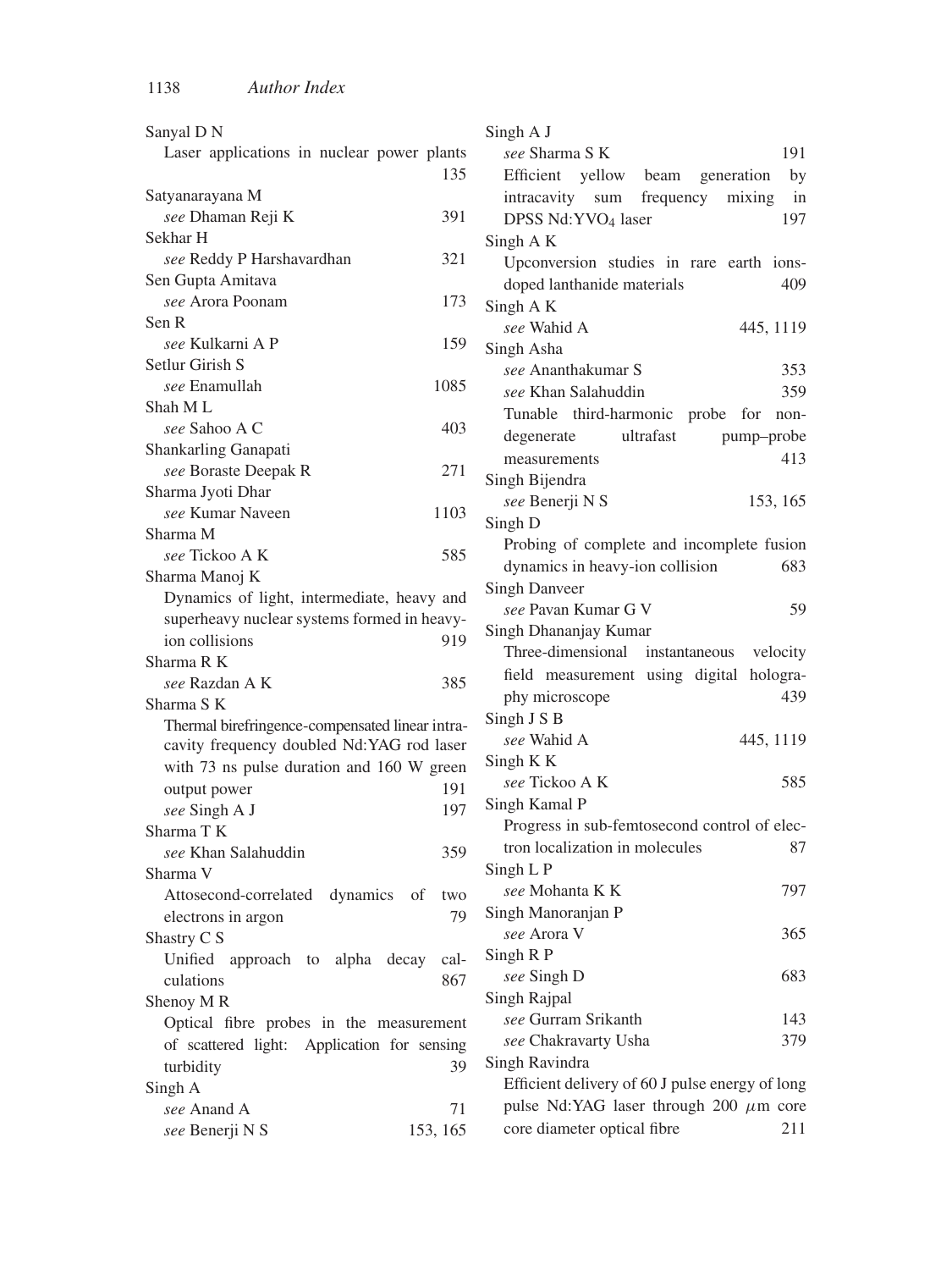Sanyal D N
  Laser applications in nuclear power plants 135

Satyanarayana M
  *see* Dhaman Reji K 391

Sekhar H
  *see* Reddy P Harshavardhan 321

Sen Gupta Amitava
  *see* Arora Poonam 173

Sen R
  *see* Kulkarni A P 159

Setlur Girish S
  *see* Enamullah 1085

Shah M L
  *see* Sahoo A C 403

Shankarling Ganapati
  *see* Boraste Deepak R 271

Sharma Jyoti Dhar
  *see* Kumar Naveen 1103

Sharma M
  *see* Tickoo A K 585

Sharma Manoj K
  Dynamics of light, intermediate, heavy and superheavy nuclear systems formed in heavy-ion collisions 919

Sharma R K
  *see* Razdan A K 385

Sharma S K
  Thermal birefringence-compensated linear intra-cavity frequency doubled Nd:YAG rod laser with 73 ns pulse duration and 160 W green output power 191
  *see* Singh A J 197

Sharma T K
  *see* Khan Salahuddin 359

Sharma V
  Attosecond-correlated dynamics of two electrons in argon 79

Shastry C S
  Unified approach to alpha decay calculations 867

Shenoy M R
  Optical fibre probes in the measurement of scattered light: Application for sensing turbidity 39

Singh A
  *see* Anand A 71
  *see* Benerji N S 153, 165

Singh A J
  *see* Sharma S K 191
  Efficient yellow beam generation by intracavity sum frequency mixing in DPSS Nd:$YVO_4$ laser 197

Singh A K
  Upconversion studies in rare earth ions-doped lanthanide materials 409

Singh A K
  *see* Wahid A 445, 1119

Singh Asha
  *see* Ananthakumar S 353
  *see* Khan Salahuddin 359
  Tunable third-harmonic probe for non-degenerate ultrafast pump–probe measurements 413

Singh Bijendra
  *see* Benerji N S 153, 165

Singh D
  Probing of complete and incomplete fusion dynamics in heavy-ion collision 683

Singh Danveer
  *see* Pavan Kumar G V 59

Singh Dhananjay Kumar
  Three-dimensional instantaneous velocity field measurement using digital holography microscope 439

Singh J S B
  *see* Wahid A 445, 1119

Singh K K
  *see* Tickoo A K 585

Singh Kamal P
  Progress in sub-femtosecond control of electron localization in molecules 87

Singh L P
  *see* Mohanta K K 797

Singh Manoranjan P
  *see* Arora V 365

Singh R P
  *see* Singh D 683

Singh Rajpal
  *see* Gurram Srikanth 143
  *see* Chakravarty Usha 379

Singh Ravindra
  Efficient delivery of 60 J pulse energy of long pulse Nd:YAG laser through 200 $\mu$m core core diameter optical fibre 211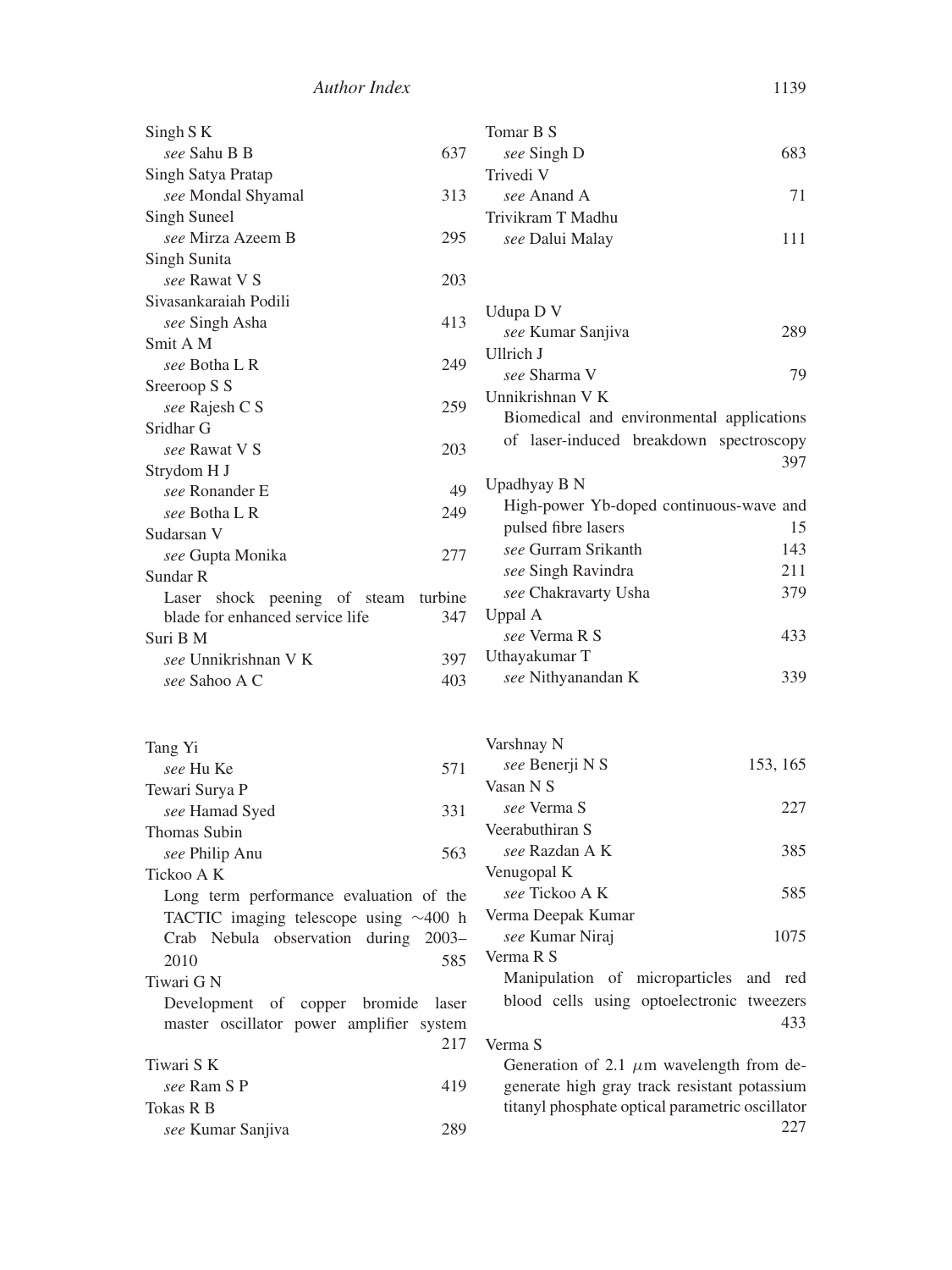Singh S K
*see* Sahu B B 637

Singh Satya Pratap
*see* Mondal Shyamal 313

Singh Suneel
*see* Mirza Azeem B 295

Singh Sunita
*see* Rawat V S 203

Sivasankaraiah Podili
*see* Singh Asha 413

Smit A M
*see* Botha L R 249

Sreeroop S S
*see* Rajesh C S 259

Sridhar G
*see* Rawat V S 203

Strydom H J
*see* Ronander E 49
*see* Botha L R 249

Sudarsan V
*see* Gupta Monika 277

Sundar R
Laser shock peening of steam turbine blade for enhanced service life 347

Suri B M
*see* Unnikrishnan V K 397
*see* Sahoo A C 403

Tang Yi
*see* Hu Ke 571

Tewari Surya P
*see* Hamad Syed 331

Thomas Subin
*see* Philip Anu 563

Tickoo A K
Long term performance evaluation of the TACTIC imaging telescope using ∼400 h Crab Nebula observation during 2003–2010 585

Tiwari G N
Development of copper bromide laser master oscillator power amplifier system 217

Tiwari S K
*see* Ram S P 419

Tokas R B
*see* Kumar Sanjiva 289

Tomar B S
*see* Singh D 683

Trivedi V
*see* Anand A 71

Trivikram T Madhu
*see* Dalui Malay 111

Udupa D V
*see* Kumar Sanjiva 289

Ullrich J
*see* Sharma V 79

Unnikrishnan V K
Biomedical and environmental applications of laser-induced breakdown spectroscopy 397

Upadhyay B N
High-power Yb-doped continuous-wave and pulsed fibre lasers 15
*see* Gurram Srikanth 143
*see* Singh Ravindra 211
*see* Chakravarty Usha 379

Uppal A
*see* Verma R S 433

Uthayakumar T
*see* Nithyanandan K 339

Varshnay N
*see* Benerji N S 153, 165

Vasan N S
*see* Verma S 227

Veerabuthiran S
*see* Razdan A K 385

Venugopal K
*see* Tickoo A K 585

Verma Deepak Kumar
*see* Kumar Niraj 1075

Verma R S
Manipulation of microparticles and red blood cells using optoelectronic tweezers 433

Verma S
Generation of 2.1 $\mu$m wavelength from degenerate high gray track resistant potassium titanyl phosphate optical parametric oscillator 227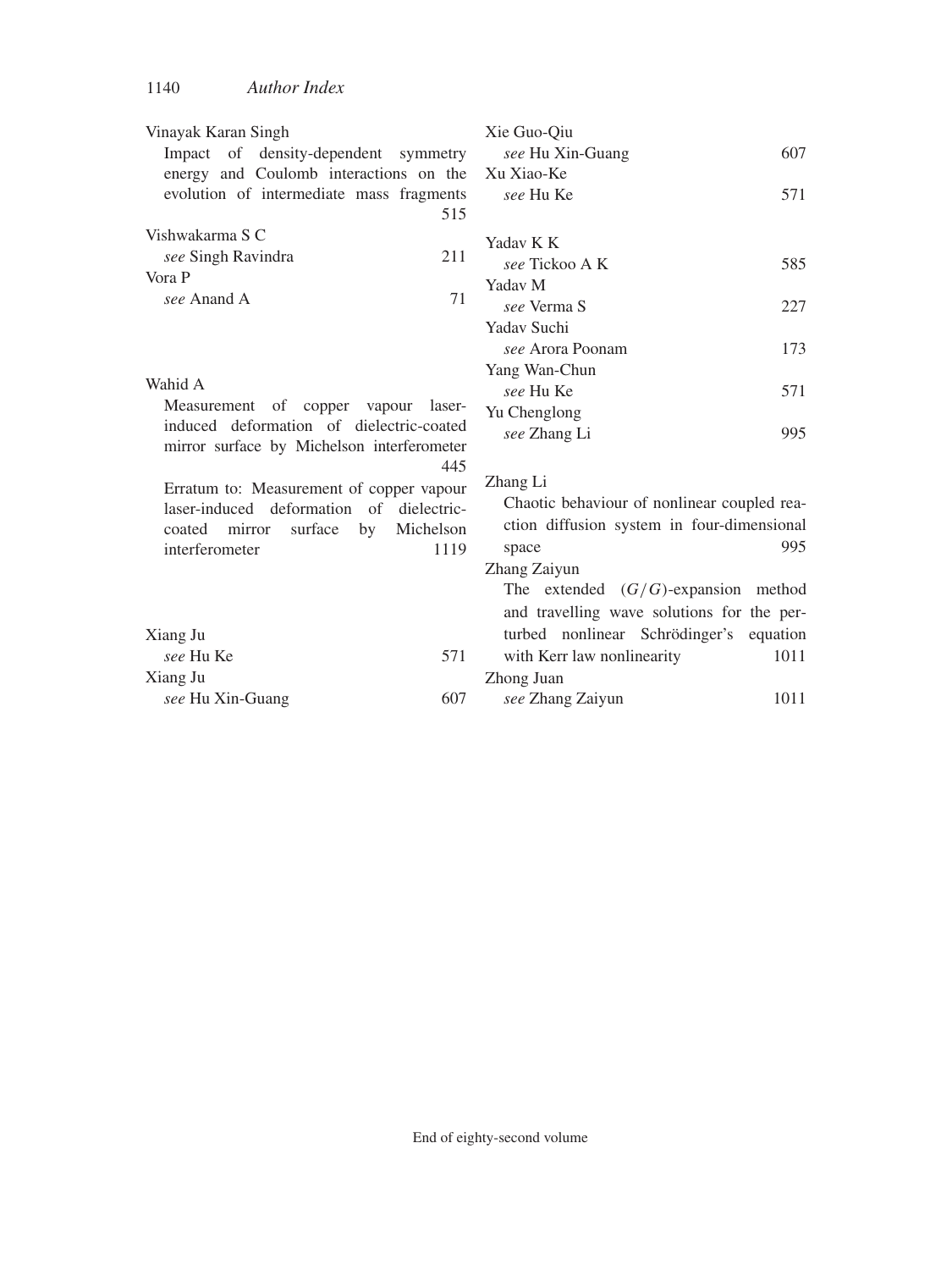Vinayak Karan Singh

Impact of density-dependent symmetry energy and Coulomb interactions on the evolution of intermediate mass fragments 515

Vishwakarma S C

*see* Singh Ravindra 211

Vora P

*see* Anand A 71

Wahid A

Measurement of copper vapour laser-induced deformation of dielectric-coated mirror surface by Michelson interferometer 445

Erratum to: Measurement of copper vapour laser-induced deformation of dielectric-coated mirror surface by Michelson interferometer 1119

Xiang Ju

*see* Hu Ke 571

Xiang Ju

*see* Hu Xin-Guang 607

Xie Guo-Qiu

*see* Hu Xin-Guang 607

Xu Xiao-Ke

*see* Hu Ke 571

Yadav K K

*see* Tickoo A K 585

Yadav M

*see* Verma S 227

Yadav Suchi

*see* Arora Poonam 173

Yang Wan-Chun

*see* Hu Ke 571

Yu Chenglong

*see* Zhang Li 995

Zhang Li

Chaotic behaviour of nonlinear coupled reaction diffusion system in four-dimensional space 995

Zhang Zaiyun

The extended $(G/G)$-expansion method and travelling wave solutions for the perturbed nonlinear Schrödinger's equation with Kerr law nonlinearity 1011

Zhong Juan

*see* Zhang Zaiyun 1011

End of eighty-second volume